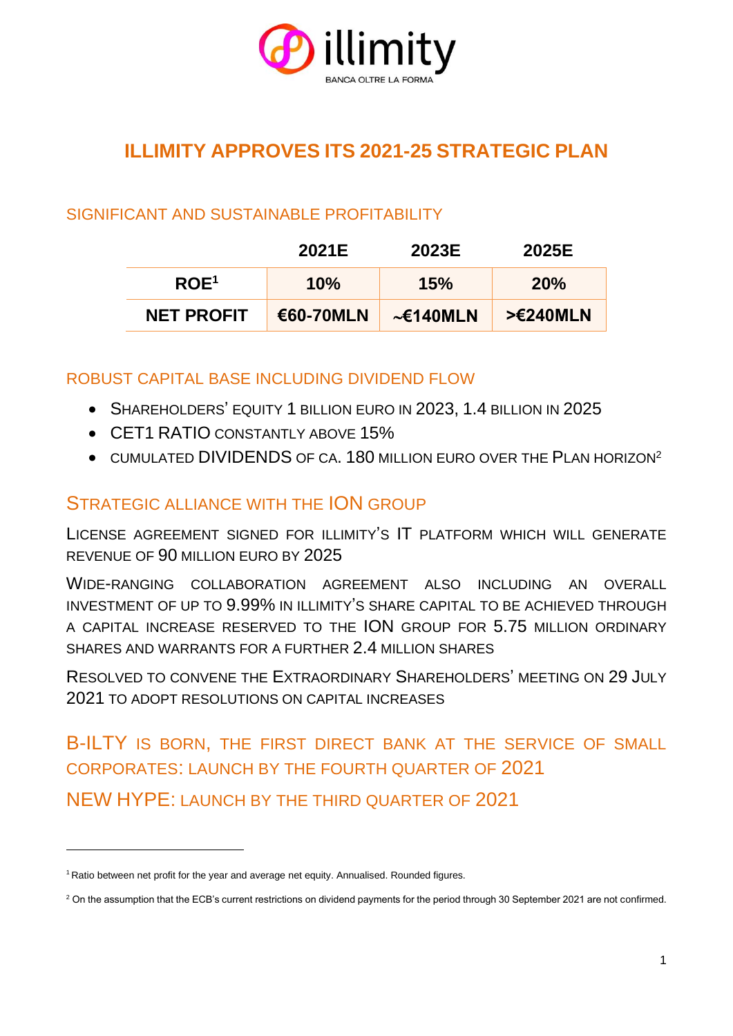# ILLIMITY APPROVES ITS 2021-25 STRATEGIC PLAN

## SIGNIFICANT AND SUSTAINABLE PROFITABILITY

| | 2021E | 2023E | 2025E |
|---|---|---|---|
| ROE[1] | 10% | 15% | 20% |
| NET PROFIT | €60-70MLN | ~€140MLN | >€240MLN |

## ROBUST CAPITAL BASE INCLUDING DIVIDEND FLOW

- SHAREHOLDERS' EQUITY 1 BILLION EURO IN 2023, 1.4 BILLION IN 2025
- CET1 RATIO CONSTANTLY ABOVE 15%
- CUMULATED DIVIDENDS OF CA. 180 MILLION EURO OVER THE PLAN HORIZON[2]

## STRATEGIC ALLIANCE WITH THE ION GROUP

LICENSE AGREEMENT SIGNED FOR ILLIMITY'S IT PLATFORM WHICH WILL GENERATE REVENUE OF 90 MILLION EURO BY 2025

WIDE-RANGING COLLABORATION AGREEMENT ALSO INCLUDING AN OVERALL INVESTMENT OF UP TO 9.99% IN ILLIMITY'S SHARE CAPITAL TO BE ACHIEVED THROUGH A CAPITAL INCREASE RESERVED TO THE ION GROUP FOR 5.75 MILLION ORDINARY SHARES AND WARRANTS FOR A FURTHER 2.4 MILLION SHARES

RESOLVED TO CONVENE THE EXTRAORDINARY SHAREHOLDERS' MEETING ON 29 JULY 2021 TO ADOPT RESOLUTIONS ON CAPITAL INCREASES

## B-ILTY IS BORN, THE FIRST DIRECT BANK AT THE SERVICE OF SMALL CORPORATES: LAUNCH BY THE FOURTH QUARTER OF 2021

## NEW HYPE: LAUNCH BY THE THIRD QUARTER OF 2021

---

[1] Ratio between net profit for the year and average net equity. Annualised. Rounded figures.

[2] On the assumption that the ECB's current restrictions on dividend payments for the period through 30 September 2021 are not confirmed.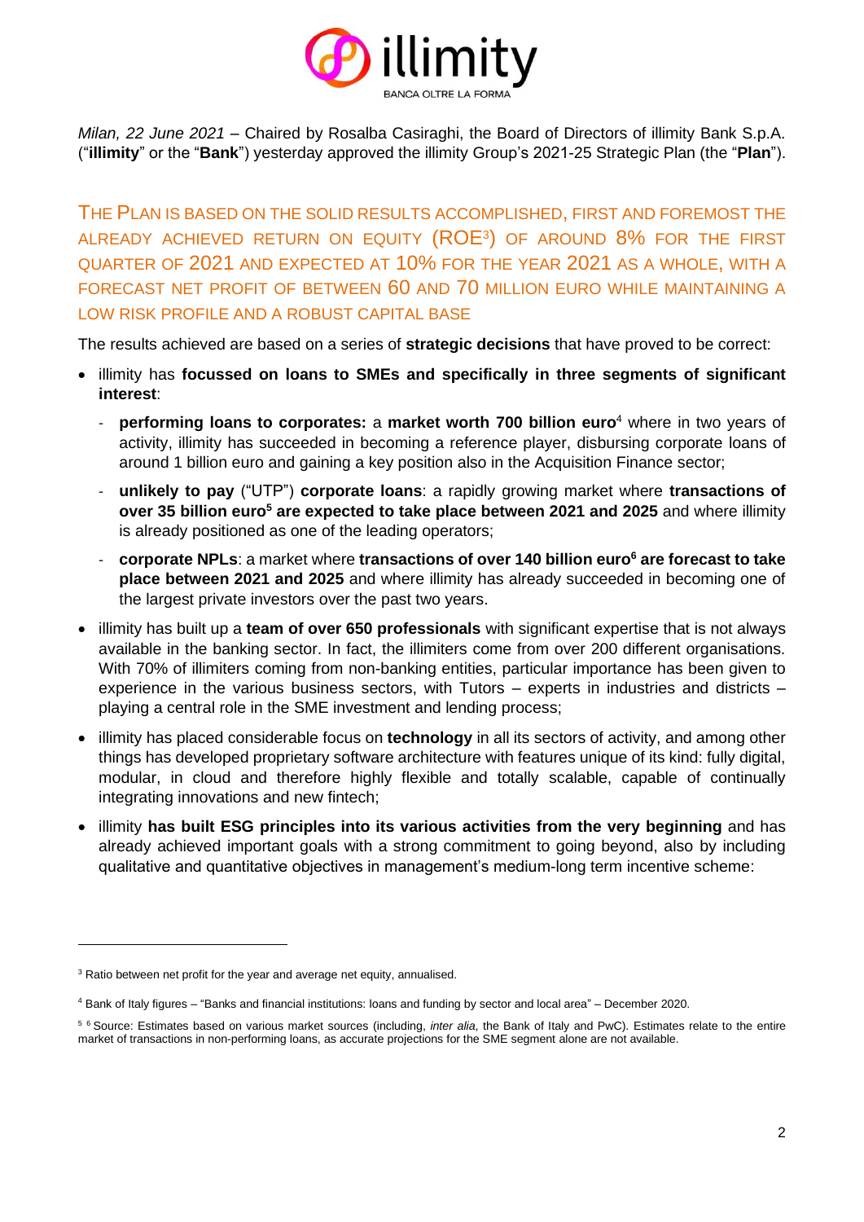*Milan, 22 June 2021* – Chaired by Rosalba Casiraghi, the Board of Directors of illimity Bank S.p.A. ("**illimity**" or the "**Bank**") yesterday approved the illimity Group's 2021-25 Strategic Plan (the "**Plan**").

## THE PLAN IS BASED ON THE SOLID RESULTS ACCOMPLISHED, FIRST AND FOREMOST THE ALREADY ACHIEVED RETURN ON EQUITY (ROE[3]) OF AROUND 8% FOR THE FIRST QUARTER OF 2021 AND EXPECTED AT 10% FOR THE YEAR 2021 AS A WHOLE, WITH A FORECAST NET PROFIT OF BETWEEN 60 AND 70 MILLION EURO WHILE MAINTAINING A LOW RISK PROFILE AND A ROBUST CAPITAL BASE

The results achieved are based on a series of **strategic decisions** that have proved to be correct:

- illimity has **focussed on loans to SMEs and specifically in three segments of significant interest**:
  - **performing loans to corporates:** a **market worth 700 billion euro**[4] where in two years of activity, illimity has succeeded in becoming a reference player, disbursing corporate loans of around 1 billion euro and gaining a key position also in the Acquisition Finance sector;
  - **unlikely to pay** ("UTP") **corporate loans**: a rapidly growing market where **transactions of over 35 billion euro[5] are expected to take place between 2021 and 2025** and where illimity is already positioned as one of the leading operators;
  - **corporate NPLs**: a market where **transactions of over 140 billion euro[6] are forecast to take place between 2021 and 2025** and where illimity has already succeeded in becoming one of the largest private investors over the past two years.
- illimity has built up a **team of over 650 professionals** with significant expertise that is not always available in the banking sector. In fact, the illimiters come from over 200 different organisations. With 70% of illimiters coming from non-banking entities, particular importance has been given to experience in the various business sectors, with Tutors – experts in industries and districts – playing a central role in the SME investment and lending process;
- illimity has placed considerable focus on **technology** in all its sectors of activity, and among other things has developed proprietary software architecture with features unique of its kind: fully digital, modular, in cloud and therefore highly flexible and totally scalable, capable of continually integrating innovations and new fintech;
- illimity **has built ESG principles into its various activities from the very beginning** and has already achieved important goals with a strong commitment to going beyond, also by including qualitative and quantitative objectives in management's medium-long term incentive scheme:

---

[3] Ratio between net profit for the year and average net equity, annualised.

[4] Bank of Italy figures – "Banks and financial institutions: loans and funding by sector and local area" – December 2020.

[5] [6] Source: Estimates based on various market sources (including, *inter alia*, the Bank of Italy and PwC). Estimates relate to the entire market of transactions in non-performing loans, as accurate projections for the SME segment alone are not available.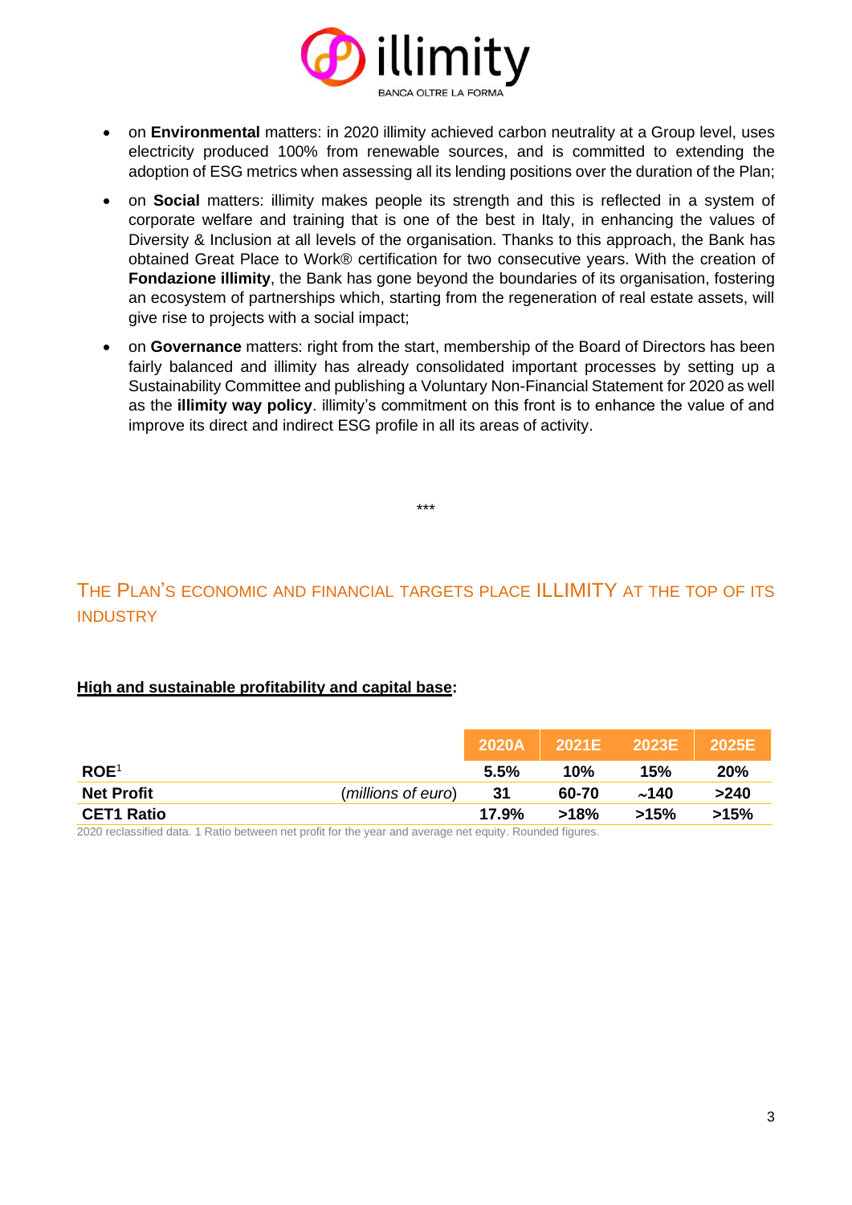- on **Environmental** matters: in 2020 illimity achieved carbon neutrality at a Group level, uses electricity produced 100% from renewable sources, and is committed to extending the adoption of ESG metrics when assessing all its lending positions over the duration of the Plan;
- on **Social** matters: illimity makes people its strength and this is reflected in a system of corporate welfare and training that is one of the best in Italy, in enhancing the values of Diversity & Inclusion at all levels of the organisation. Thanks to this approach, the Bank has obtained Great Place to Work® certification for two consecutive years. With the creation of **Fondazione illimity**, the Bank has gone beyond the boundaries of its organisation, fostering an ecosystem of partnerships which, starting from the regeneration of real estate assets, will give rise to projects with a social impact;
- on **Governance** matters: right from the start, membership of the Board of Directors has been fairly balanced and illimity has already consolidated important processes by setting up a Sustainability Committee and publishing a Voluntary Non-Financial Statement for 2020 as well as the **illimity way policy**. illimity's commitment on this front is to enhance the value of and improve its direct and indirect ESG profile in all its areas of activity.

***

## THE PLAN'S ECONOMIC AND FINANCIAL TARGETS PLACE ILLIMITY AT THE TOP OF ITS INDUSTRY

**High and sustainable profitability and capital base:**

| | | 2020A | 2021E | 2023E | 2025E |
|---|---|---|---|---|---|
| **ROE**[1] | | **5.5%** | **10%** | **15%** | **20%** |
| **Net Profit** | (*millions of euro*) | **31** | **60-70** | **~140** | **>240** |
| **CET1 Ratio** | | **17.9%** | **>18%** | **>15%** | **>15%** |

2020 reclassified data. 1 Ratio between net profit for the year and average net equity. Rounded figures.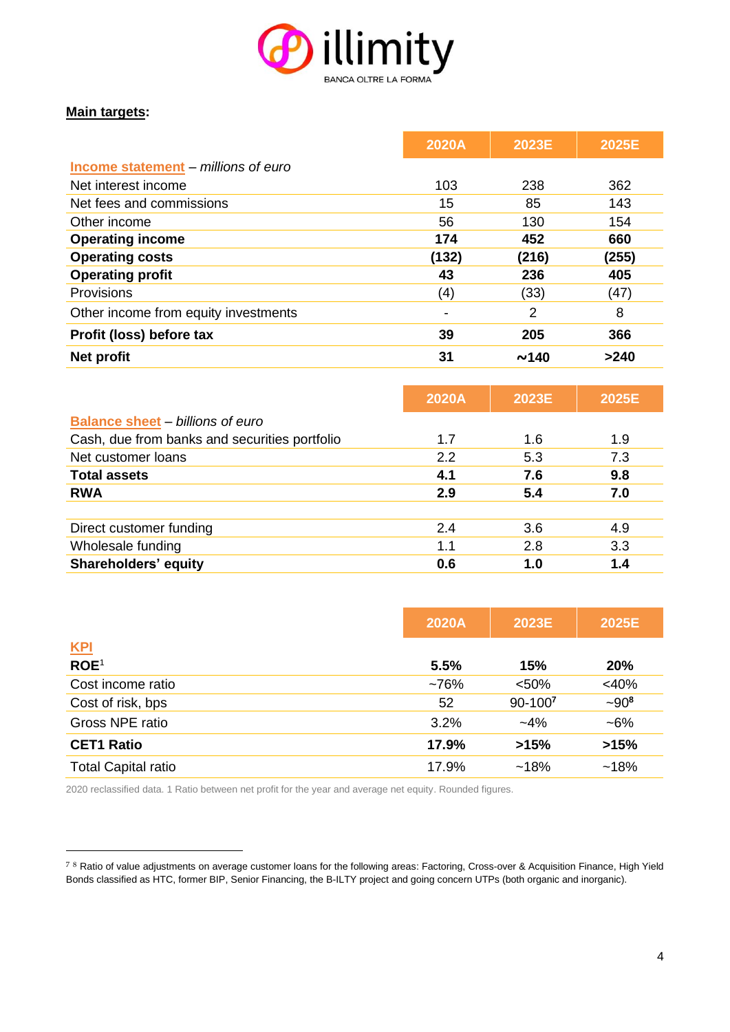**Main targets:**

| | 2020A | 2023E | 2025E |
|---|---|---|---|
| **Income statement** – *millions of euro* | | | |
| Net interest income | 103 | 238 | 362 |
| Net fees and commissions | 15 | 85 | 143 |
| Other income | 56 | 130 | 154 |
| **Operating income** | **174** | **452** | **660** |
| **Operating costs** | **(132)** | **(216)** | **(255)** |
| **Operating profit** | **43** | **236** | **405** |
| Provisions | (4) | (33) | (47) |
| Other income from equity investments | - | 2 | 8 |
| **Profit (loss) before tax** | **39** | **205** | **366** |
| **Net profit** | **31** | **~140** | **>240** |

| | 2020A | 2023E | 2025E |
|---|---|---|---|
| **Balance sheet** – *billions of euro* | | | |
| Cash, due from banks and securities portfolio | 1.7 | 1.6 | 1.9 |
| Net customer loans | 2.2 | 5.3 | 7.3 |
| **Total assets** | **4.1** | **7.6** | **9.8** |
| **RWA** | **2.9** | **5.4** | **7.0** |
| | | | |
| Direct customer funding | 2.4 | 3.6 | 4.9 |
| Wholesale funding | 1.1 | 2.8 | 3.3 |
| **Shareholders' equity** | **0.6** | **1.0** | **1.4** |

| | 2020A | 2023E | 2025E |
|---|---|---|---|
| **KPI** | | | |
| **ROE**[1] | **5.5%** | **15%** | **20%** |
| Cost income ratio | ~76% | <50% | <40% |
| Cost of risk, bps | 52 | 90-100[7] | ~90[8] |
| Gross NPE ratio | 3.2% | ~4% | ~6% |
| **CET1 Ratio** | **17.9%** | **>15%** | **>15%** |
| Total Capital ratio | 17.9% | ~18% | ~18% |

2020 reclassified data. 1 Ratio between net profit for the year and average net equity. Rounded figures.

---

[7] [8] Ratio of value adjustments on average customer loans for the following areas: Factoring, Cross-over & Acquisition Finance, High Yield Bonds classified as HTC, former BIP, Senior Financing, the B-ILTY project and going concern UTPs (both organic and inorganic).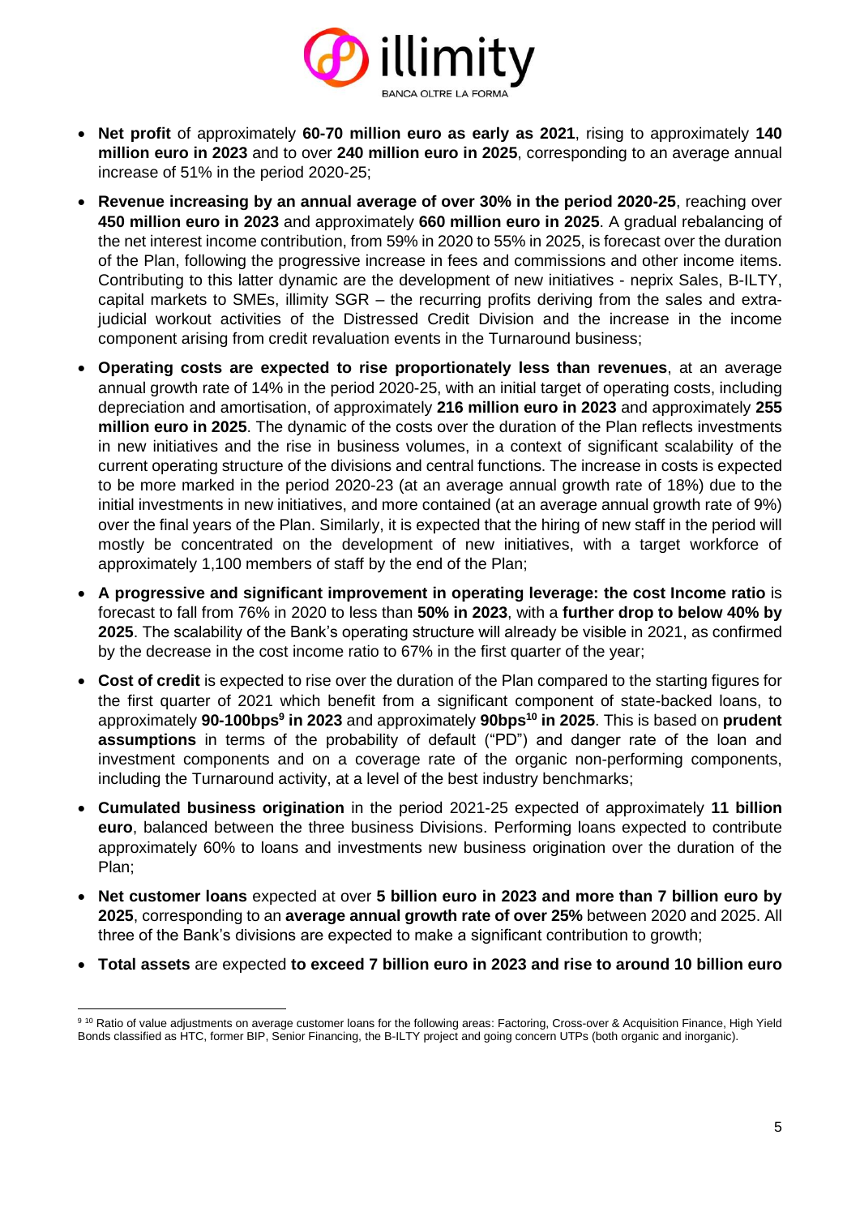- **Net profit** of approximately **60-70 million euro as early as 2021**, rising to approximately **140 million euro in 2023** and to over **240 million euro in 2025**, corresponding to an average annual increase of 51% in the period 2020-25;
- **Revenue increasing by an annual average of over 30% in the period 2020-25**, reaching over **450 million euro in 2023** and approximately **660 million euro in 2025**. A gradual rebalancing of the net interest income contribution, from 59% in 2020 to 55% in 2025, is forecast over the duration of the Plan, following the progressive increase in fees and commissions and other income items. Contributing to this latter dynamic are the development of new initiatives - neprix Sales, B-ILTY, capital markets to SMEs, illimity SGR – the recurring profits deriving from the sales and extra-judicial workout activities of the Distressed Credit Division and the increase in the income component arising from credit revaluation events in the Turnaround business;
- **Operating costs are expected to rise proportionately less than revenues**, at an average annual growth rate of 14% in the period 2020-25, with an initial target of operating costs, including depreciation and amortisation, of approximately **216 million euro in 2023** and approximately **255 million euro in 2025**. The dynamic of the costs over the duration of the Plan reflects investments in new initiatives and the rise in business volumes, in a context of significant scalability of the current operating structure of the divisions and central functions. The increase in costs is expected to be more marked in the period 2020-23 (at an average annual growth rate of 18%) due to the initial investments in new initiatives, and more contained (at an average annual growth rate of 9%) over the final years of the Plan. Similarly, it is expected that the hiring of new staff in the period will mostly be concentrated on the development of new initiatives, with a target workforce of approximately 1,100 members of staff by the end of the Plan;
- **A progressive and significant improvement in operating leverage: the cost Income ratio** is forecast to fall from 76% in 2020 to less than **50% in 2023**, with a **further drop to below 40% by 2025**. The scalability of the Bank's operating structure will already be visible in 2021, as confirmed by the decrease in the cost income ratio to 67% in the first quarter of the year;
- **Cost of credit** is expected to rise over the duration of the Plan compared to the starting figures for the first quarter of 2021 which benefit from a significant component of state-backed loans, to approximately **90-100bps[9] in 2023** and approximately **90bps[10] in 2025**. This is based on **prudent assumptions** in terms of the probability of default ("PD") and danger rate of the loan and investment components and on a coverage rate of the organic non-performing components, including the Turnaround activity, at a level of the best industry benchmarks;
- **Cumulated business origination** in the period 2021-25 expected of approximately **11 billion euro**, balanced between the three business Divisions. Performing loans expected to contribute approximately 60% to loans and investments new business origination over the duration of the Plan;
- **Net customer loans** expected at over **5 billion euro in 2023 and more than 7 billion euro by 2025**, corresponding to an **average annual growth rate of over 25%** between 2020 and 2025. All three of the Bank's divisions are expected to make a significant contribution to growth;
- **Total assets** are expected **to exceed 7 billion euro in 2023 and rise to around 10 billion euro**

[9] [10] Ratio of value adjustments on average customer loans for the following areas: Factoring, Cross-over & Acquisition Finance, High Yield Bonds classified as HTC, former BIP, Senior Financing, the B-ILTY project and going concern UTPs (both organic and inorganic).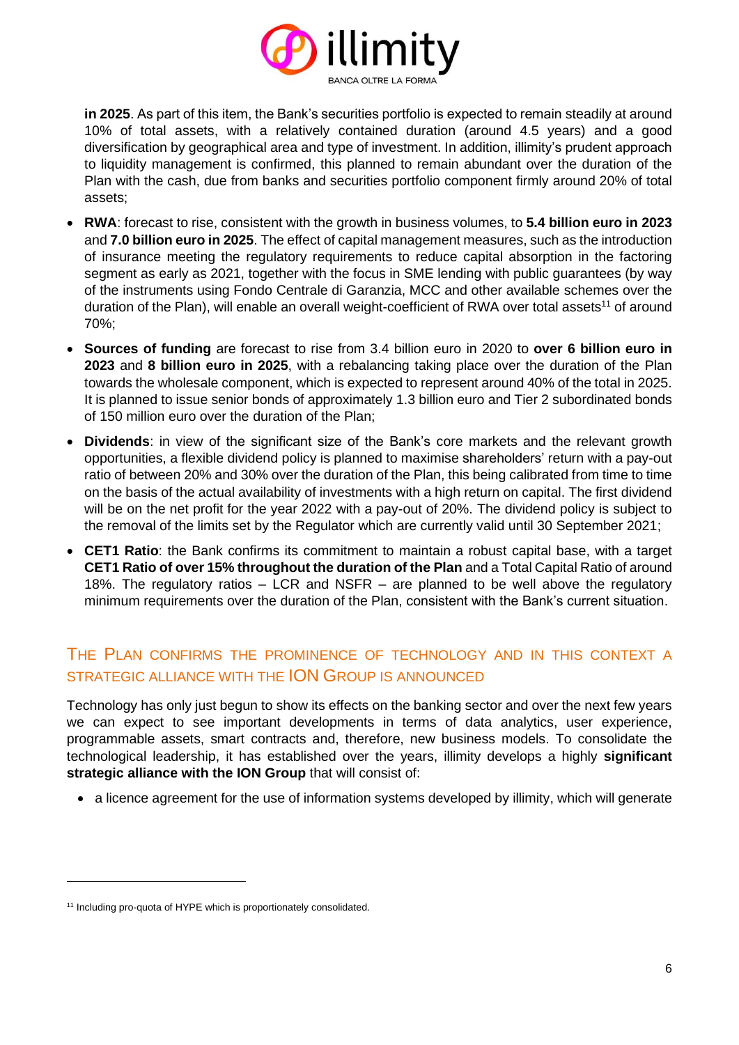**in 2025**. As part of this item, the Bank's securities portfolio is expected to remain steadily at around 10% of total assets, with a relatively contained duration (around 4.5 years) and a good diversification by geographical area and type of investment. In addition, illimity's prudent approach to liquidity management is confirmed, this planned to remain abundant over the duration of the Plan with the cash, due from banks and securities portfolio component firmly around 20% of total assets;

- **RWA**: forecast to rise, consistent with the growth in business volumes, to **5.4 billion euro in 2023** and **7.0 billion euro in 2025**. The effect of capital management measures, such as the introduction of insurance meeting the regulatory requirements to reduce capital absorption in the factoring segment as early as 2021, together with the focus in SME lending with public guarantees (by way of the instruments using Fondo Centrale di Garanzia, MCC and other available schemes over the duration of the Plan), will enable an overall weight-coefficient of RWA over total assets[11] of around 70%;
- **Sources of funding** are forecast to rise from 3.4 billion euro in 2020 to **over 6 billion euro in 2023** and **8 billion euro in 2025**, with a rebalancing taking place over the duration of the Plan towards the wholesale component, which is expected to represent around 40% of the total in 2025. It is planned to issue senior bonds of approximately 1.3 billion euro and Tier 2 subordinated bonds of 150 million euro over the duration of the Plan;
- **Dividends**: in view of the significant size of the Bank's core markets and the relevant growth opportunities, a flexible dividend policy is planned to maximise shareholders' return with a pay-out ratio of between 20% and 30% over the duration of the Plan, this being calibrated from time to time on the basis of the actual availability of investments with a high return on capital. The first dividend will be on the net profit for the year 2022 with a pay-out of 20%. The dividend policy is subject to the removal of the limits set by the Regulator which are currently valid until 30 September 2021;
- **CET1 Ratio**: the Bank confirms its commitment to maintain a robust capital base, with a target **CET1 Ratio of over 15% throughout the duration of the Plan** and a Total Capital Ratio of around 18%. The regulatory ratios – LCR and NSFR – are planned to be well above the regulatory minimum requirements over the duration of the Plan, consistent with the Bank's current situation.

## The Plan confirms the prominence of technology and in this context a strategic alliance with the ION Group is announced

Technology has only just begun to show its effects on the banking sector and over the next few years we can expect to see important developments in terms of data analytics, user experience, programmable assets, smart contracts and, therefore, new business models. To consolidate the technological leadership, it has established over the years, illimity develops a highly **significant strategic alliance with the ION Group** that will consist of:

- a licence agreement for the use of information systems developed by illimity, which will generate

[11] Including pro-quota of HYPE which is proportionately consolidated.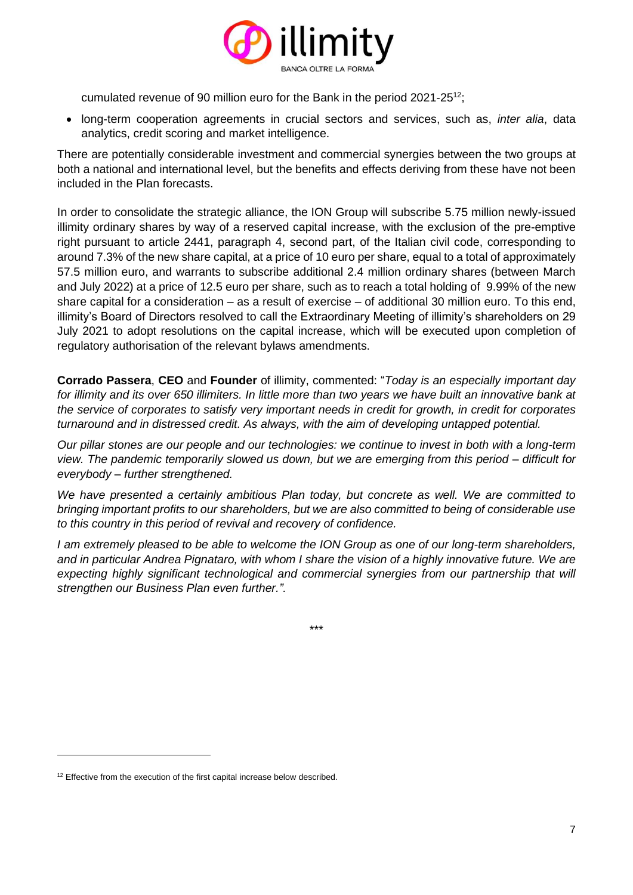cumulated revenue of 90 million euro for the Bank in the period 2021-25[12];

- long-term cooperation agreements in crucial sectors and services, such as, *inter alia*, data analytics, credit scoring and market intelligence.

There are potentially considerable investment and commercial synergies between the two groups at both a national and international level, but the benefits and effects deriving from these have not been included in the Plan forecasts.

In order to consolidate the strategic alliance, the ION Group will subscribe 5.75 million newly-issued illimity ordinary shares by way of a reserved capital increase, with the exclusion of the pre-emptive right pursuant to article 2441, paragraph 4, second part, of the Italian civil code, corresponding to around 7.3% of the new share capital, at a price of 10 euro per share, equal to a total of approximately 57.5 million euro, and warrants to subscribe additional 2.4 million ordinary shares (between March and July 2022) at a price of 12.5 euro per share, such as to reach a total holding of 9.99% of the new share capital for a consideration – as a result of exercise – of additional 30 million euro. To this end, illimity's Board of Directors resolved to call the Extraordinary Meeting of illimity's shareholders on 29 July 2021 to adopt resolutions on the capital increase, which will be executed upon completion of regulatory authorisation of the relevant bylaws amendments.

**Corrado Passera**, **CEO** and **Founder** of illimity, commented: "*Today is an especially important day for illimity and its over 650 illimiters. In little more than two years we have built an innovative bank at the service of corporates to satisfy very important needs in credit for growth, in credit for corporates turnaround and in distressed credit. As always, with the aim of developing untapped potential.*

*Our pillar stones are our people and our technologies: we continue to invest in both with a long-term view. The pandemic temporarily slowed us down, but we are emerging from this period – difficult for everybody – further strengthened.*

*We have presented a certainly ambitious Plan today, but concrete as well. We are committed to bringing important profits to our shareholders, but we are also committed to being of considerable use to this country in this period of revival and recovery of confidence.*

*I am extremely pleased to be able to welcome the ION Group as one of our long-term shareholders, and in particular Andrea Pignataro, with whom I share the vision of a highly innovative future. We are expecting highly significant technological and commercial synergies from our partnership that will strengthen our Business Plan even further.".*

\*\*\*

[12] Effective from the execution of the first capital increase below described.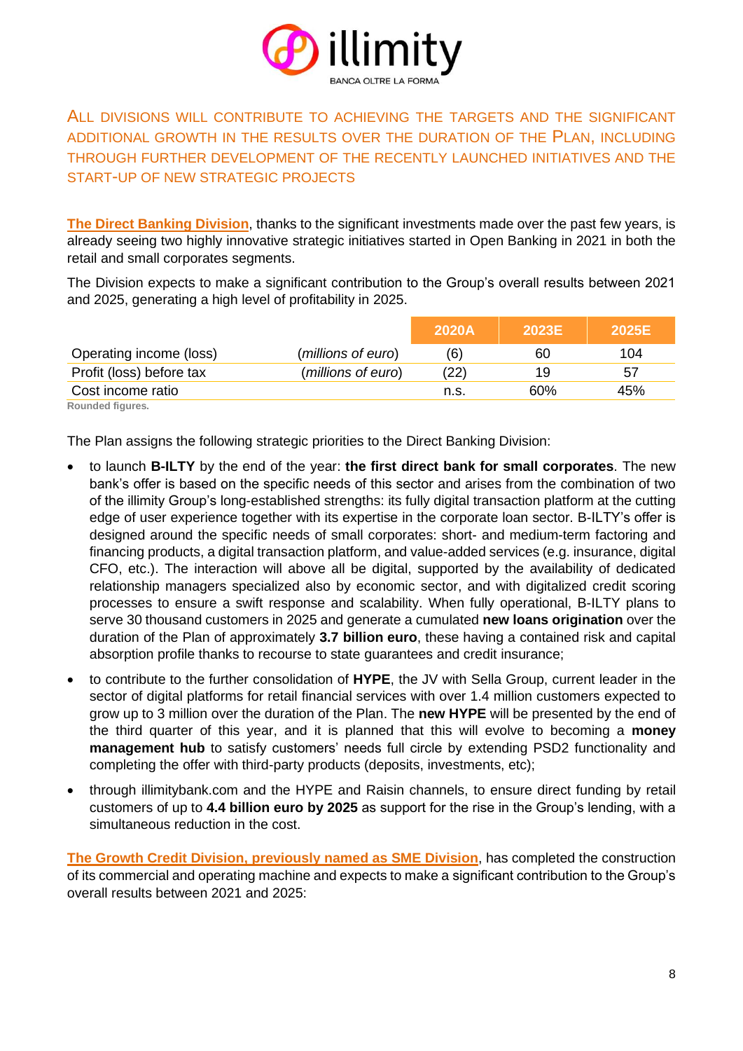## ALL DIVISIONS WILL CONTRIBUTE TO ACHIEVING THE TARGETS AND THE SIGNIFICANT ADDITIONAL GROWTH IN THE RESULTS OVER THE DURATION OF THE PLAN, INCLUDING THROUGH FURTHER DEVELOPMENT OF THE RECENTLY LAUNCHED INITIATIVES AND THE START-UP OF NEW STRATEGIC PROJECTS

**The Direct Banking Division**, thanks to the significant investments made over the past few years, is already seeing two highly innovative strategic initiatives started in Open Banking in 2021 in both the retail and small corporates segments.

The Division expects to make a significant contribution to the Group's overall results between 2021 and 2025, generating a high level of profitability in 2025.

| | | 2020A | 2023E | 2025E |
|---|---|---|---|---|
| Operating income (loss) | *(millions of euro)* | (6) | 60 | 104 |
| Profit (loss) before tax | *(millions of euro)* | (22) | 19 | 57 |
| Cost income ratio | | n.s. | 60% | 45% |

Rounded figures.

The Plan assigns the following strategic priorities to the Direct Banking Division:

- to launch **B-ILTY** by the end of the year: **the first direct bank for small corporates**. The new bank's offer is based on the specific needs of this sector and arises from the combination of two of the illimity Group's long-established strengths: its fully digital transaction platform at the cutting edge of user experience together with its expertise in the corporate loan sector. B-ILTY's offer is designed around the specific needs of small corporates: short- and medium-term factoring and financing products, a digital transaction platform, and value-added services (e.g. insurance, digital CFO, etc.). The interaction will above all be digital, supported by the availability of dedicated relationship managers specialized also by economic sector, and with digitalized credit scoring processes to ensure a swift response and scalability. When fully operational, B-ILTY plans to serve 30 thousand customers in 2025 and generate a cumulated **new loans origination** over the duration of the Plan of approximately **3.7 billion euro**, these having a contained risk and capital absorption profile thanks to recourse to state guarantees and credit insurance;
- to contribute to the further consolidation of **HYPE**, the JV with Sella Group, current leader in the sector of digital platforms for retail financial services with over 1.4 million customers expected to grow up to 3 million over the duration of the Plan. The **new HYPE** will be presented by the end of the third quarter of this year, and it is planned that this will evolve to becoming a **money management hub** to satisfy customers' needs full circle by extending PSD2 functionality and completing the offer with third-party products (deposits, investments, etc);
- through illimitybank.com and the HYPE and Raisin channels, to ensure direct funding by retail customers of up to **4.4 billion euro by 2025** as support for the rise in the Group's lending, with a simultaneous reduction in the cost.

**The Growth Credit Division, previously named as SME Division**, has completed the construction of its commercial and operating machine and expects to make a significant contribution to the Group's overall results between 2021 and 2025: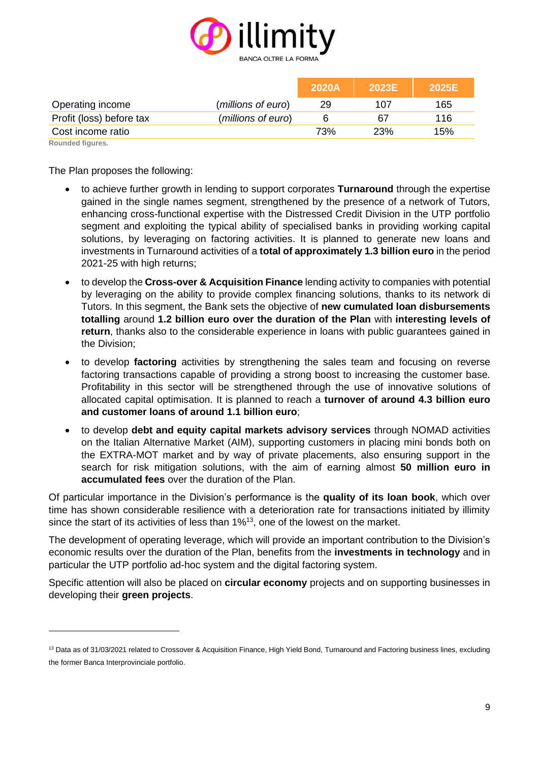| | | 2020A | 2023E | 2025E |
|---|---|---|---|---|
| Operating income | (*millions of euro*) | 29 | 107 | 165 |
| Profit (loss) before tax | (*millions of euro*) | 6 | 67 | 116 |
| Cost income ratio | | 73% | 23% | 15% |

Rounded figures.

The Plan proposes the following:

- to achieve further growth in lending to support corporates **Turnaround** through the expertise gained in the single names segment, strengthened by the presence of a network of Tutors, enhancing cross-functional expertise with the Distressed Credit Division in the UTP portfolio segment and exploiting the typical ability of specialised banks in providing working capital solutions, by leveraging on factoring activities. It is planned to generate new loans and investments in Turnaround activities of a **total of approximately 1.3 billion euro** in the period 2021-25 with high returns;
- to develop the **Cross-over & Acquisition Finance** lending activity to companies with potential by leveraging on the ability to provide complex financing solutions, thanks to its network di Tutors. In this segment, the Bank sets the objective of **new cumulated loan disbursements totalling** around **1.2 billion euro over the duration of the Plan** with **interesting levels of return**, thanks also to the considerable experience in loans with public guarantees gained in the Division;
- to develop **factoring** activities by strengthening the sales team and focusing on reverse factoring transactions capable of providing a strong boost to increasing the customer base. Profitability in this sector will be strengthened through the use of innovative solutions of allocated capital optimisation. It is planned to reach a **turnover of around 4.3 billion euro and customer loans of around 1.1 billion euro**;
- to develop **debt and equity capital markets advisory services** through NOMAD activities on the Italian Alternative Market (AIM), supporting customers in placing mini bonds both on the EXTRA-MOT market and by way of private placements, also ensuring support in the search for risk mitigation solutions, with the aim of earning almost **50 million euro in accumulated fees** over the duration of the Plan.

Of particular importance in the Division's performance is the **quality of its loan book**, which over time has shown considerable resilience with a deterioration rate for transactions initiated by illimity since the start of its activities of less than 1%[13], one of the lowest on the market.

The development of operating leverage, which will provide an important contribution to the Division's economic results over the duration of the Plan, benefits from the **investments in technology** and in particular the UTP portfolio ad-hoc system and the digital factoring system.

Specific attention will also be placed on **circular economy** projects and on supporting businesses in developing their **green projects**.

---

[13] Data as of 31/03/2021 related to Crossover & Acquisition Finance, High Yield Bond, Turnaround and Factoring business lines, excluding the former Banca Interprovinciale portfolio.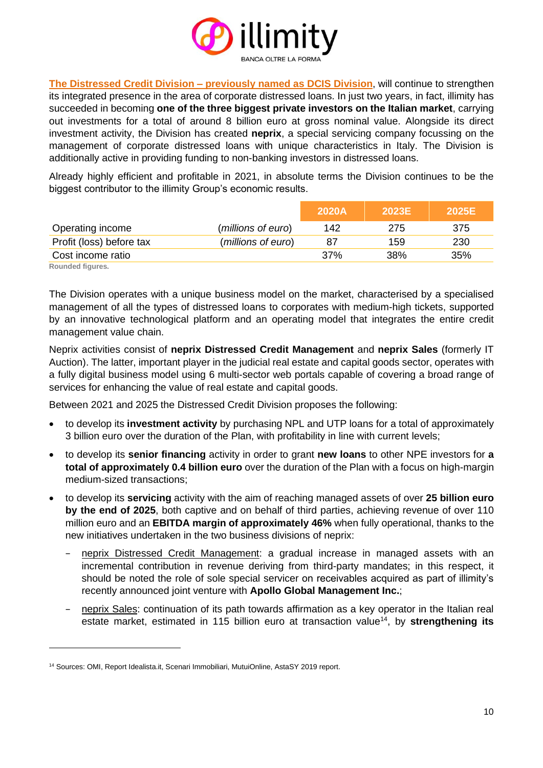**The Distressed Credit Division – previously named as DCIS Division**, will continue to strengthen its integrated presence in the area of corporate distressed loans. In just two years, in fact, illimity has succeeded in becoming **one of the three biggest private investors on the Italian market**, carrying out investments for a total of around 8 billion euro at gross nominal value. Alongside its direct investment activity, the Division has created **neprix**, a special servicing company focussing on the management of corporate distressed loans with unique characteristics in Italy. The Division is additionally active in providing funding to non-banking investors in distressed loans.

Already highly efficient and profitable in 2021, in absolute terms the Division continues to be the biggest contributor to the illimity Group's economic results.

| | | 2020A | 2023E | 2025E |
|---|---|---|---|---|
| Operating income | (*millions of euro*) | 142 | 275 | 375 |
| Profit (loss) before tax | (*millions of euro*) | 87 | 159 | 230 |
| Cost income ratio | | 37% | 38% | 35% |

Rounded figures.

The Division operates with a unique business model on the market, characterised by a specialised management of all the types of distressed loans to corporates with medium-high tickets, supported by an innovative technological platform and an operating model that integrates the entire credit management value chain.

Neprix activities consist of **neprix Distressed Credit Management** and **neprix Sales** (formerly IT Auction). The latter, important player in the judicial real estate and capital goods sector, operates with a fully digital business model using 6 multi-sector web portals capable of covering a broad range of services for enhancing the value of real estate and capital goods.

Between 2021 and 2025 the Distressed Credit Division proposes the following:

- to develop its **investment activity** by purchasing NPL and UTP loans for a total of approximately 3 billion euro over the duration of the Plan, with profitability in line with current levels;
- to develop its **senior financing** activity in order to grant **new loans** to other NPE investors for **a total of approximately 0.4 billion euro** over the duration of the Plan with a focus on high-margin medium-sized transactions;
- to develop its **servicing** activity with the aim of reaching managed assets of over **25 billion euro by the end of 2025**, both captive and on behalf of third parties, achieving revenue of over 110 million euro and an **EBITDA margin of approximately 46%** when fully operational, thanks to the new initiatives undertaken in the two business divisions of neprix:
  - neprix Distressed Credit Management: a gradual increase in managed assets with an incremental contribution in revenue deriving from third-party mandates; in this respect, it should be noted the role of sole special servicer on receivables acquired as part of illimity's recently announced joint venture with **Apollo Global Management Inc.**;
  - neprix Sales: continuation of its path towards affirmation as a key operator in the Italian real estate market, estimated in 115 billion euro at transaction value[14], by **strengthening its**

[14] Sources: OMI, Report Idealista.it, Scenari Immobiliari, MutuiOnline, AstaSY 2019 report.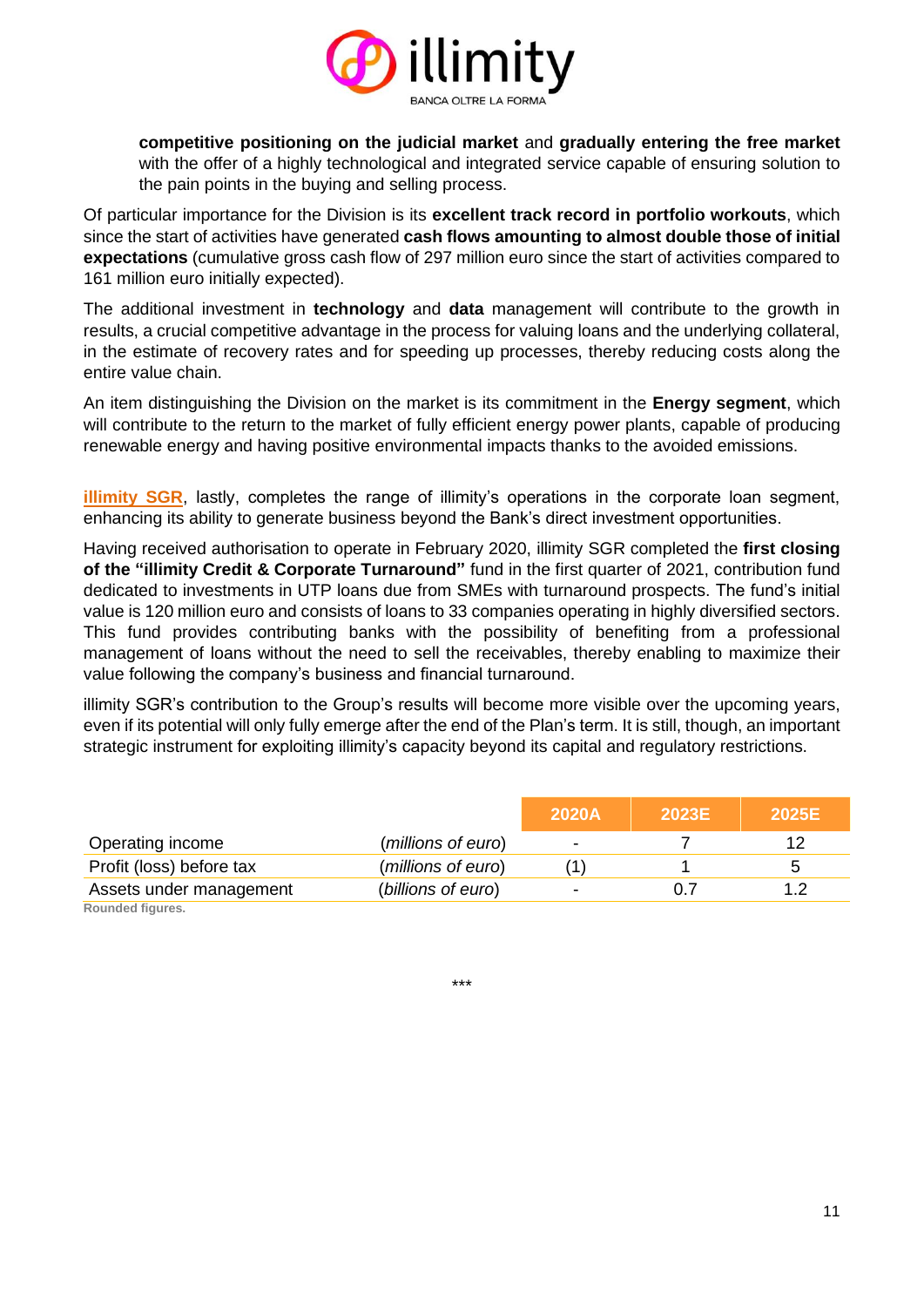**competitive positioning on the judicial market** and **gradually entering the free market** with the offer of a highly technological and integrated service capable of ensuring solution to the pain points in the buying and selling process.

Of particular importance for the Division is its **excellent track record in portfolio workouts**, which since the start of activities have generated **cash flows amounting to almost double those of initial expectations** (cumulative gross cash flow of 297 million euro since the start of activities compared to 161 million euro initially expected).

The additional investment in **technology** and **data** management will contribute to the growth in results, a crucial competitive advantage in the process for valuing loans and the underlying collateral, in the estimate of recovery rates and for speeding up processes, thereby reducing costs along the entire value chain.

An item distinguishing the Division on the market is its commitment in the **Energy segment**, which will contribute to the return to the market of fully efficient energy power plants, capable of producing renewable energy and having positive environmental impacts thanks to the avoided emissions.

**illimity SGR**, lastly, completes the range of illimity's operations in the corporate loan segment, enhancing its ability to generate business beyond the Bank's direct investment opportunities.

Having received authorisation to operate in February 2020, illimity SGR completed the **first closing of the "illimity Credit & Corporate Turnaround"** fund in the first quarter of 2021, contribution fund dedicated to investments in UTP loans due from SMEs with turnaround prospects. The fund's initial value is 120 million euro and consists of loans to 33 companies operating in highly diversified sectors. This fund provides contributing banks with the possibility of benefiting from a professional management of loans without the need to sell the receivables, thereby enabling to maximize their value following the company's business and financial turnaround.

illimity SGR's contribution to the Group's results will become more visible over the upcoming years, even if its potential will only fully emerge after the end of the Plan's term. It is still, though, an important strategic instrument for exploiting illimity's capacity beyond its capital and regulatory restrictions.

| | | 2020A | 2023E | 2025E |
|---|---|---|---|---|
| Operating income | *(millions of euro)* | - | 7 | 12 |
| Profit (loss) before tax | *(millions of euro)* | (1) | 1 | 5 |
| Assets under management | *(billions of euro)* | - | 0.7 | 1.2 |

Rounded figures.

\*\*\*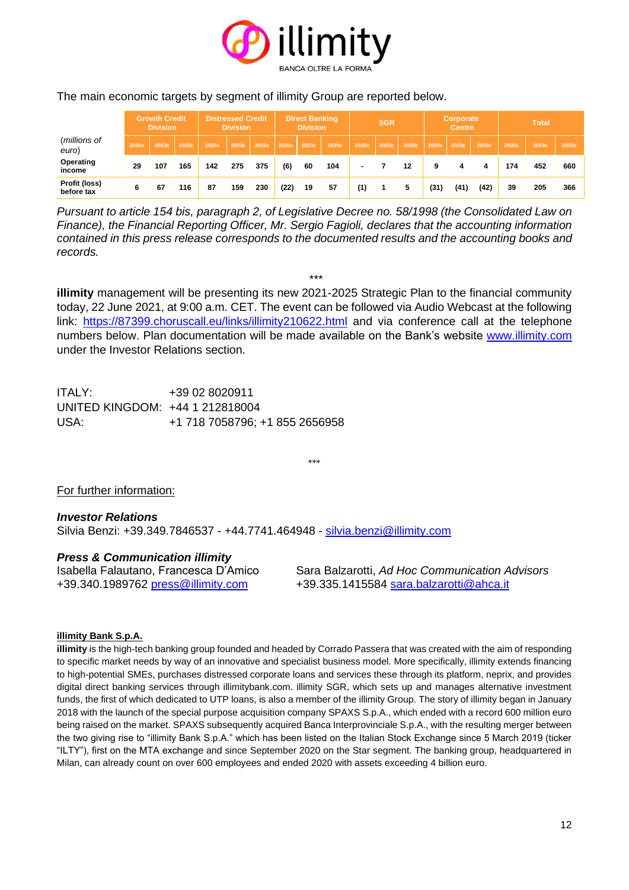The main economic targets by segment of illimity Group are reported below.

| (millions of euro) | Growth Credit Division | | | Distressed Credit Division | | | Direct Banking Division | | | SGR | | | Corporate Centre | | | Total | | |
|---|---|---|---|---|---|---|---|---|---|---|---|---|---|---|---|---|---|---|
| | 2020A | 2023E | 2025E | 2020A | 2023E | 2025E | 2020A | 2023E | 2025E | 2020A | 2023E | 2025E | 2020A | 2023E | 2025E | 2020A | 2023E | 2025E |
| **Operating income** | 29 | 107 | 165 | 142 | 275 | 375 | (6) | 60 | 104 | - | 7 | 12 | 9 | 4 | 4 | 174 | 452 | 660 |
| **Profit (loss) before tax** | 6 | 67 | 116 | 87 | 159 | 230 | (22) | 19 | 57 | (1) | 1 | 5 | (31) | (41) | (42) | 39 | 205 | 366 |

*Pursuant to article 154 bis, paragraph 2, of Legislative Decree no. 58/1998 (the Consolidated Law on Finance), the Financial Reporting Officer, Mr. Sergio Fagioli, declares that the accounting information contained in this press release corresponds to the documented results and the accounting books and records.*

***

**illimity** management will be presenting its new 2021-2025 Strategic Plan to the financial community today, 22 June 2021, at 9:00 a.m. CET. The event can be followed via Audio Webcast at the following link: [https://87399.choruscall.eu/links/illimity210622.html](https://87399.choruscall.eu/links/illimity210622.html) and via conference call at the telephone numbers below. Plan documentation will be made available on the Bank's website [www.illimity.com](www.illimity.com) under the Investor Relations section.

ITALY: +39 02 8020911
UNITED KINGDOM: +44 1 212818004
USA: +1 718 7058796; +1 855 2656958

***

For further information:

***Investor Relations***
Silvia Benzi: +39.349.7846537 - +44.7741.464948 - [silvia.benzi@illimity.com](mailto:silvia.benzi@illimity.com)

***Press & Communication illimity***
Isabella Falautano, Francesca D'Amico
+39.340.1989762 [press@illimity.com](mailto:press@illimity.com)

Sara Balzarotti, *Ad Hoc Communication Advisors*
+39.335.1415584 [sara.balzarotti@ahca.it](mailto:sara.balzarotti@ahca.it)

**illimity Bank S.p.A.**

**illimity** is the high-tech banking group founded and headed by Corrado Passera that was created with the aim of responding to specific market needs by way of an innovative and specialist business model. More specifically, illimity extends financing to high-potential SMEs, purchases distressed corporate loans and services these through its platform, neprix, and provides digital direct banking services through illimitybank.com. illimity SGR, which sets up and manages alternative investment funds, the first of which dedicated to UTP loans, is also a member of the illimity Group. The story of illimity began in January 2018 with the launch of the special purpose acquisition company SPAXS S.p.A., which ended with a record 600 million euro being raised on the market. SPAXS subsequently acquired Banca Interprovinciale S.p.A., with the resulting merger between the two giving rise to "illimity Bank S.p.A." which has been listed on the Italian Stock Exchange since 5 March 2019 (ticker "ILTY"), first on the MTA exchange and since September 2020 on the Star segment. The banking group, headquartered in Milan, can already count on over 600 employees and ended 2020 with assets exceeding 4 billion euro.